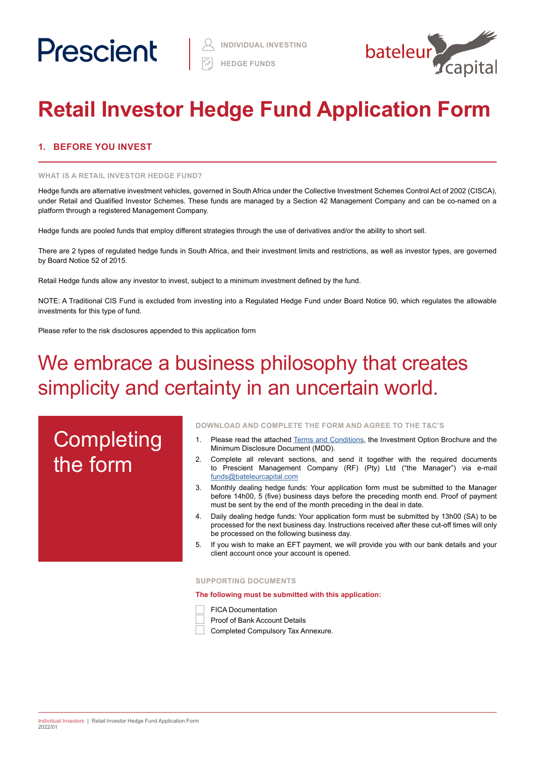Prescient | INDIVIDUAL INVESTING | HEDGE FUNDS

bateleur capital

# Retail Investor Hedge Fund Application Form

## 1. BEFORE YOU INVEST

### WHAT IS A RETAIL INVESTOR HEDGE FUND?

Hedge funds are alternative investment vehicles, governed in South Africa under the Collective Investment Schemes Control Act of 2002 (CISCA), under Retail and Qualified Investor Schemes. These funds are managed by a Section 42 Management Company and can be co-named on a platform through a registered Management Company.

Hedge funds are pooled funds that employ different strategies through the use of derivatives and/or the ability to short sell.

There are 2 types of regulated hedge funds in South Africa, and their investment limits and restrictions, as well as investor types, are governed by Board Notice 52 of 2015.

Retail Hedge funds allow any investor to invest, subject to a minimum investment defined by the fund.

NOTE: A Traditional CIS Fund is excluded from investing into a Regulated Hedge Fund under Board Notice 90, which regulates the allowable investments for this type of fund.

Please refer to the risk disclosures appended to this application form

## We embrace a business philosophy that creates simplicity and certainty in an uncertain world.

## Completing the form

### DOWNLOAD AND COMPLETE THE FORM AND AGREE TO THE T&C'S

1. Please read the attached Terms and Conditions, the Investment Option Brochure and the Minimum Disclosure Document (MDD).
2. Complete all relevant sections, and send it together with the required documents to Prescient Management Company (RF) (Pty) Ltd ("the Manager") via e-mail funds@bateleurcapital.com
3. Monthly dealing hedge funds: Your application form must be submitted to the Manager before 14h00, 5 (five) business days before the preceding month end. Proof of payment must be sent by the end of the month preceding in the deal in date.
4. Daily dealing hedge funds: Your application form must be submitted by 13h00 (SA) to be processed for the next business day. Instructions received after these cut-off times will only be processed on the following business day.
5. If you wish to make an EFT payment, we will provide you with our bank details and your client account once your account is opened.

### SUPPORTING DOCUMENTS

**The following must be submitted with this application:**

- ☐ FICA Documentation
- ☐ Proof of Bank Account Details
- ☐ Completed Compulsory Tax Annexure.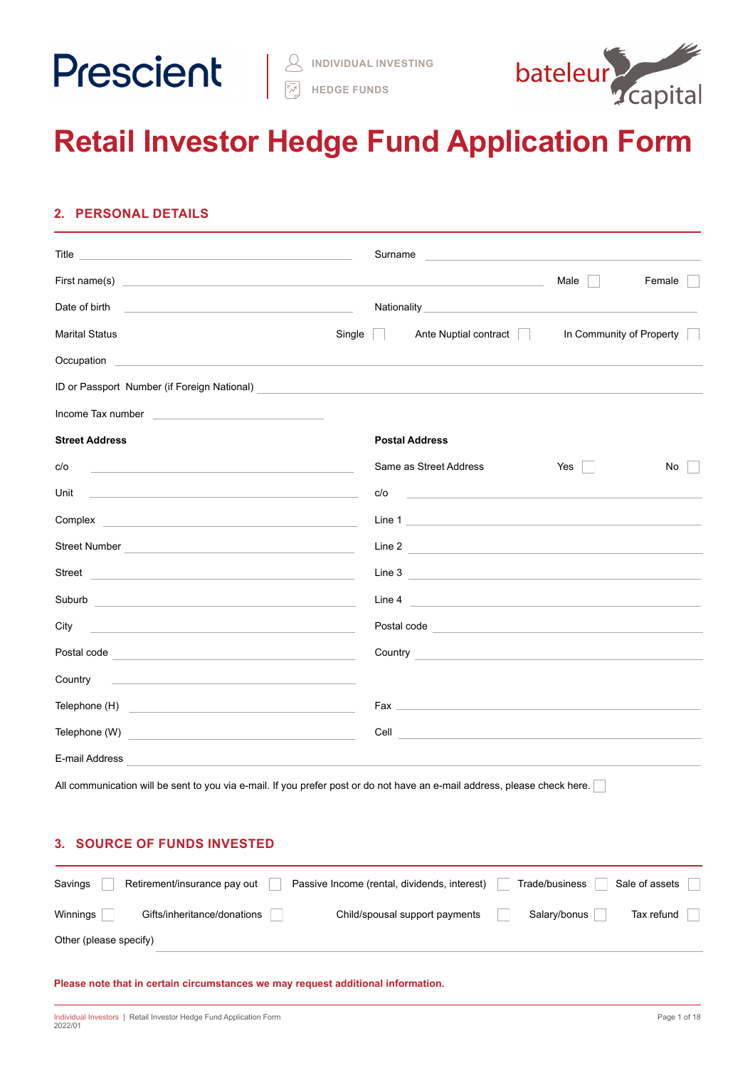Prescient | INDIVIDUAL INVESTING | HEDGE FUNDS | bateleur capital

# Retail Investor Hedge Fund Application Form

## 2. PERSONAL DETAILS

Title ______________________ Surname ______________________

First name(s) ______________________ Male ☐ Female ☐

Date of birth ______________________ Nationality ______________________

Marital Status Single ☐ Ante Nuptial contract ☐ In Community of Property ☐

Occupation ______________________

ID or Passport Number (if Foreign National) ______________________

Income Tax number ______________________

| **Street Address** | | **Postal Address** | |
|---|---|---|---|
| c/o | | Same as Street Address | Yes ☐ No ☐ |
| Unit | | c/o | |
| Complex | | Line 1 | |
| Street Number | | Line 2 | |
| Street | | Line 3 | |
| Suburb | | Line 4 | |
| City | | Postal code | |
| Postal code | | Country | |
| Country | | | |
| Telephone (H) | | Fax | |
| Telephone (W) | | Cell | |

E-mail Address ______________________

All communication will be sent to you via e-mail. If you prefer post or do not have an e-mail address, please check here. ☐

## 3. SOURCE OF FUNDS INVESTED

Savings ☐ Retirement/insurance pay out ☐ Passive Income (rental, dividends, interest) ☐ Trade/business ☐ Sale of assets ☐

Winnings ☐ Gifts/inheritance/donations ☐ Child/spousal support payments ☐ Salary/bonus ☐ Tax refund ☐

Other (please specify) ______________________

**Please note that in certain circumstances we may request additional information.**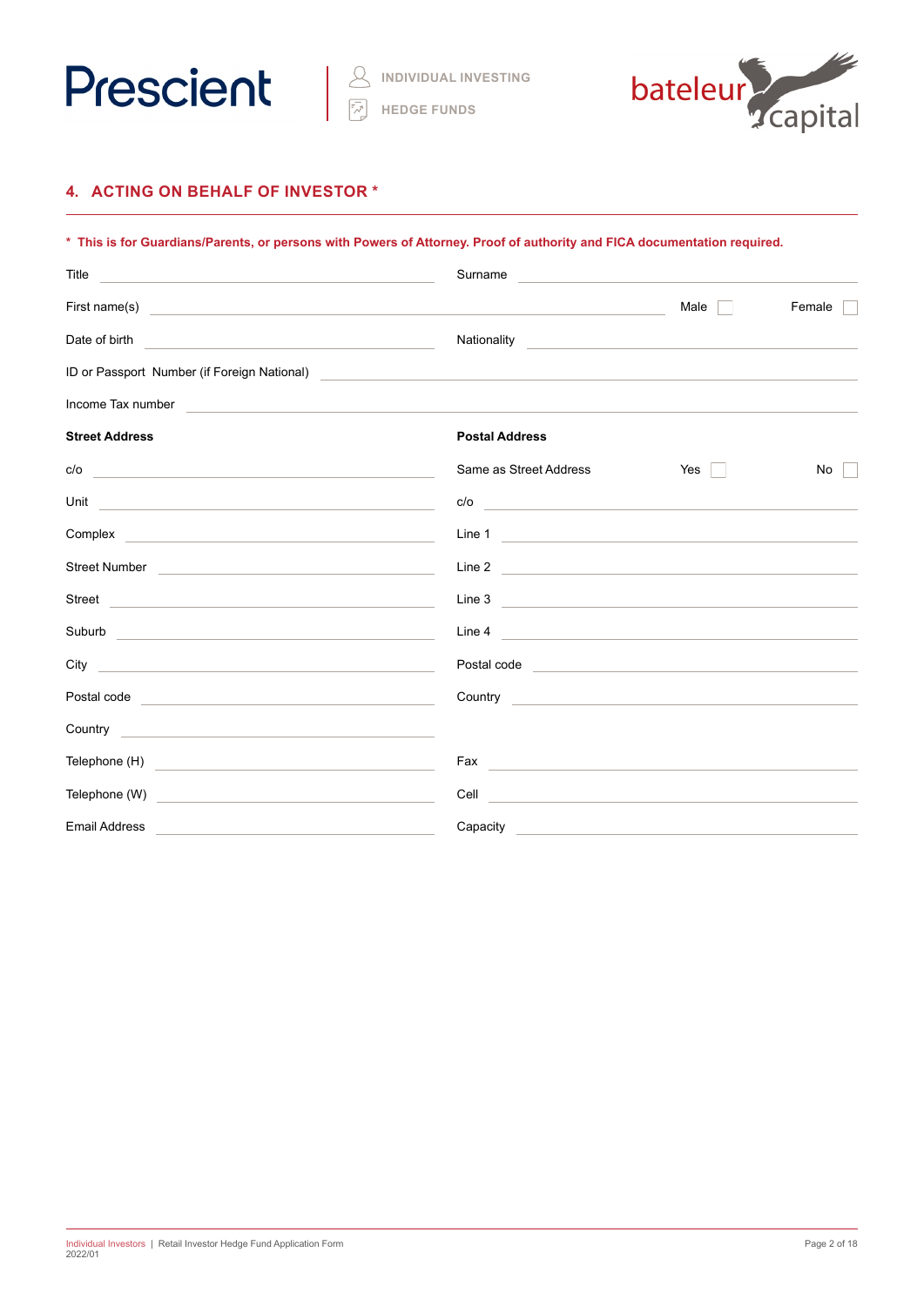## 4. ACTING ON BEHALF OF INVESTOR *

**\* This is for Guardians/Parents, or persons with Powers of Attorney. Proof of authority and FICA documentation required.**

Title ______________________ Surname ______________________

First name(s) ______________________ Male ☐ Female ☐

Date of birth ______________________ Nationality ______________________

ID or Passport Number (if Foreign National) ______________________

Income Tax number ______________________

**Street Address**

c/o ______________________

Unit ______________________

Complex ______________________

Street Number ______________________

Street ______________________

Suburb ______________________

City ______________________

Postal code ______________________

Country ______________________

**Postal Address**

Same as Street Address Yes ☐ No ☐

c/o ______________________

Line 1 ______________________

Line 2 ______________________

Line 3 ______________________

Line 4 ______________________

Postal code ______________________

Country ______________________

Telephone (H) ______________________ Fax ______________________

Telephone (W) ______________________ Cell ______________________

Email Address ______________________ Capacity ______________________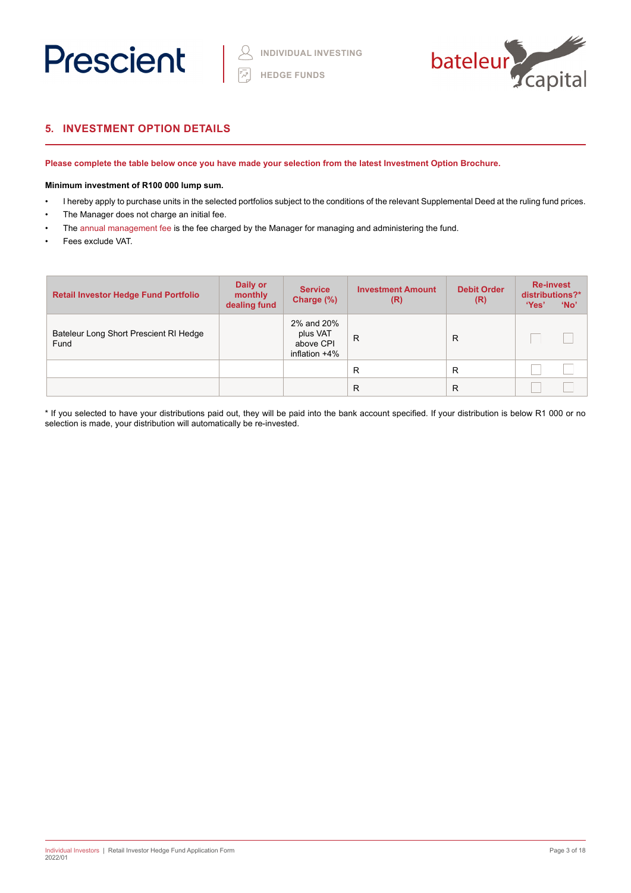## 5. INVESTMENT OPTION DETAILS

**Please complete the table below once you have made your selection from the latest Investment Option Brochure.**

**Minimum investment of R100 000 lump sum.**

- I hereby apply to purchase units in the selected portfolios subject to the conditions of the relevant Supplemental Deed at the ruling fund prices.
- The Manager does not charge an initial fee.
- The annual management fee is the fee charged by the Manager for managing and administering the fund.
- Fees exclude VAT.

| Retail Investor Hedge Fund Portfolio | Daily or monthly dealing fund | Service Charge (%) | Investment Amount (R) | Debit Order (R) | Re-invest distributions?* 'Yes' | 'No' |
|---|---|---|---|---|---|---|
| Bateleur Long Short Prescient RI Hedge Fund | | 2% and 20% plus VAT above CPI inflation +4% | R | R | ☐ | ☐ |
| | | | R | R | ☐ | ☐ |
| | | | R | R | ☐ | ☐ |

* If you selected to have your distributions paid out, they will be paid into the bank account specified. If your distribution is below R1 000 or no selection is made, your distribution will automatically be re-invested.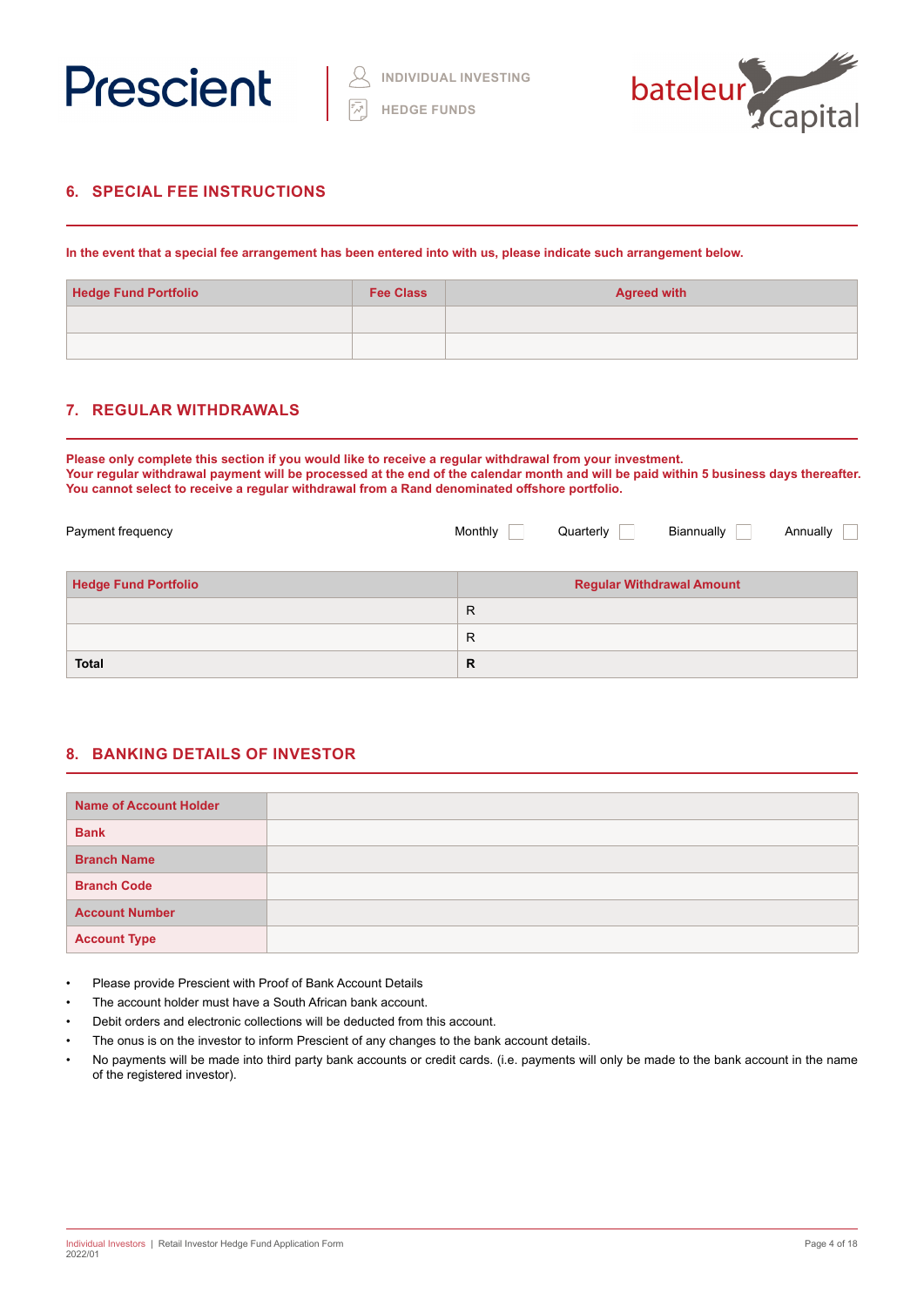## 6. SPECIAL FEE INSTRUCTIONS

**In the event that a special fee arrangement has been entered into with us, please indicate such arrangement below.**

| Hedge Fund Portfolio | Fee Class | Agreed with |
|---|---|---|
| | | |
| | | |

## 7. REGULAR WITHDRAWALS

**Please only complete this section if you would like to receive a regular withdrawal from your investment.**
**Your regular withdrawal payment will be processed at the end of the calendar month and will be paid within 5 business days thereafter.**
**You cannot select to receive a regular withdrawal from a Rand denominated offshore portfolio.**

Payment frequency Monthly ☐ Quarterly ☐ Biannually ☐ Annually ☐

| Hedge Fund Portfolio | Regular Withdrawal Amount |
|---|---|
| | R |
| | R |
| **Total** | **R** |

## 8. BANKING DETAILS OF INVESTOR

| | |
|---|---|
| **Name of Account Holder** | |
| **Bank** | |
| **Branch Name** | |
| **Branch Code** | |
| **Account Number** | |
| **Account Type** | |

- Please provide Prescient with Proof of Bank Account Details
- The account holder must have a South African bank account.
- Debit orders and electronic collections will be deducted from this account.
- The onus is on the investor to inform Prescient of any changes to the bank account details.
- No payments will be made into third party bank accounts or credit cards. (i.e. payments will only be made to the bank account in the name of the registered investor).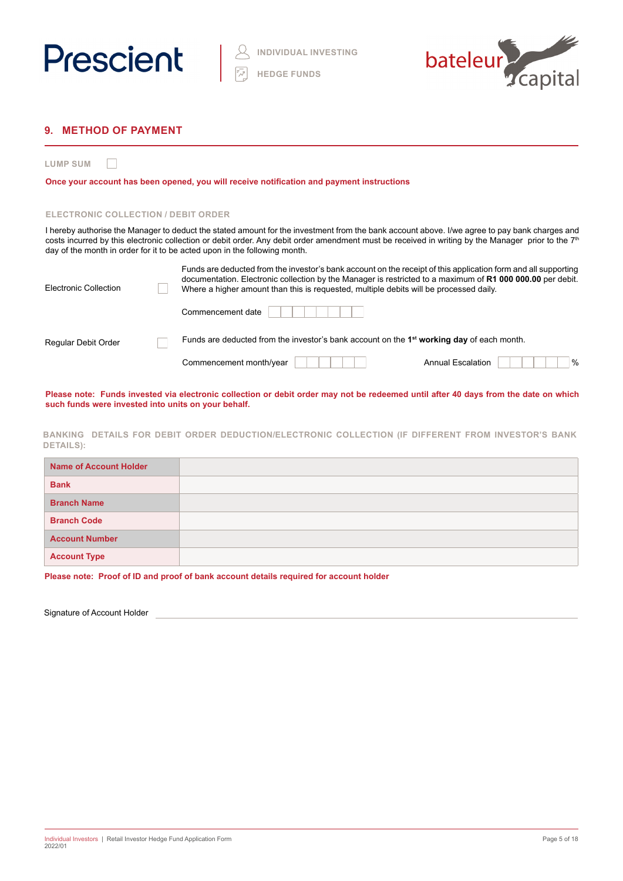## 9. METHOD OF PAYMENT

LUMP SUM ☐

**Once your account has been opened, you will receive notification and payment instructions**

### ELECTRONIC COLLECTION / DEBIT ORDER

I hereby authorise the Manager to deduct the stated amount for the investment from the bank account above. I/we agree to pay bank charges and costs incurred by this electronic collection or debit order. Any debit order amendment must be received in writing by the Manager prior to the 7th day of the month in order for it to be acted upon in the following month.

Electronic Collection ☐

Funds are deducted from the investor's bank account on the receipt of this application form and all supporting documentation. Electronic collection by the Manager is restricted to a maximum of **R1 000 000.00** per debit. Where a higher amount than this is requested, multiple debits will be processed daily.

Commencement date

Regular Debit Order ☐

Funds are deducted from the investor's bank account on the 1st **working day** of each month.

Commencement month/year Annual Escalation %

**Please note: Funds invested via electronic collection or debit order may not be redeemed until after 40 days from the date on which such funds were invested into units on your behalf.**

### BANKING DETAILS FOR DEBIT ORDER DEDUCTION/ELECTRONIC COLLECTION (IF DIFFERENT FROM INVESTOR'S BANK DETAILS):

| | |
|---|---|
| **Name of Account Holder** | |
| **Bank** | |
| **Branch Name** | |
| **Branch Code** | |
| **Account Number** | |
| **Account Type** | |

**Please note: Proof of ID and proof of bank account details required for account holder**

Signature of Account Holder ______________________________

Individual Investors | Retail Investor Hedge Fund Application Form
2022/01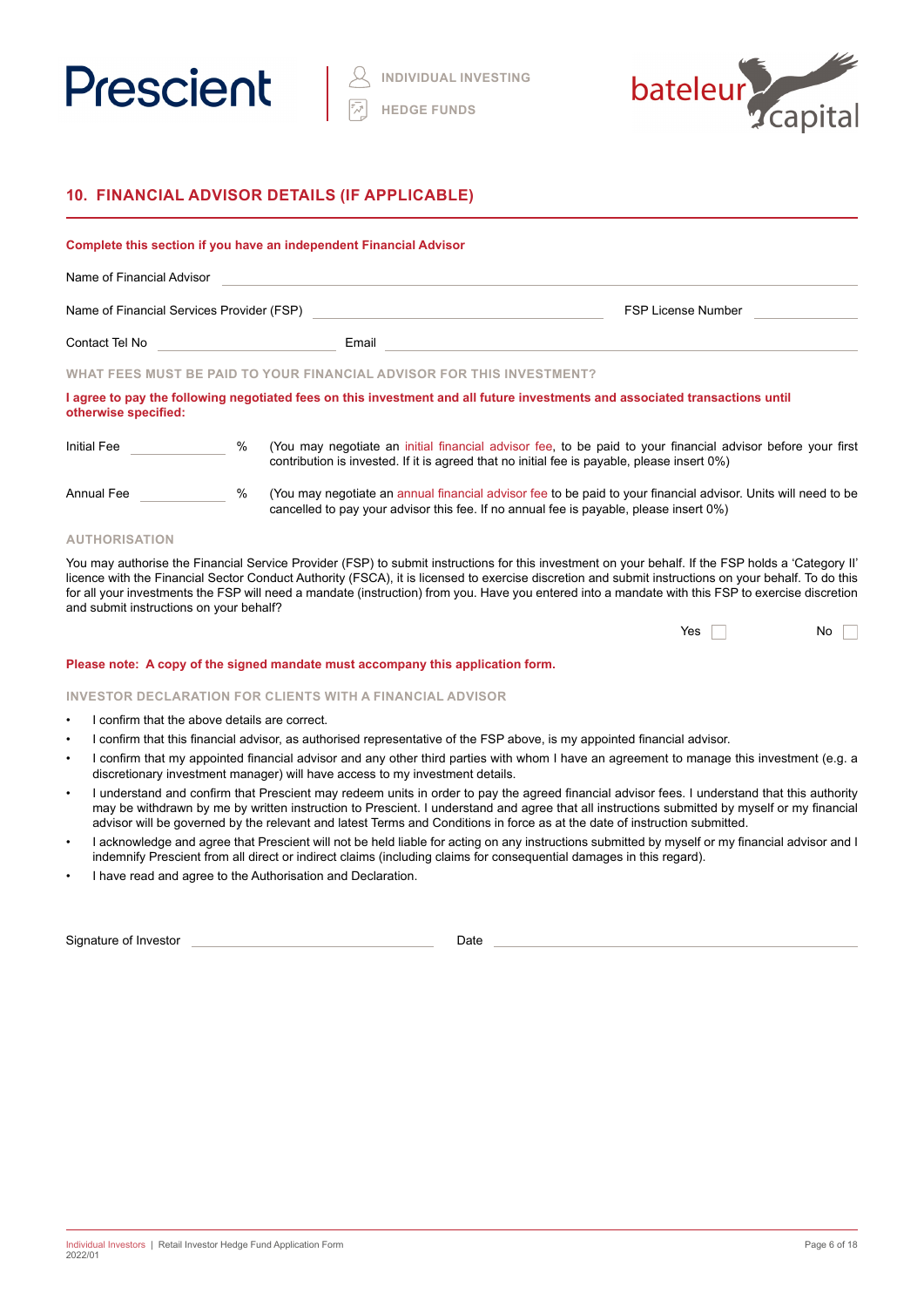## 10. FINANCIAL ADVISOR DETAILS (IF APPLICABLE)

**Complete this section if you have an independent Financial Advisor**

Name of Financial Advisor ____________________

Name of Financial Services Provider (FSP) ____________________ FSP License Number ____________

Contact Tel No ____________________ Email ____________________

### WHAT FEES MUST BE PAID TO YOUR FINANCIAL ADVISOR FOR THIS INVESTMENT?

**I agree to pay the following negotiated fees on this investment and all future investments and associated transactions until otherwise specified:**

Initial Fee ____________ % (You may negotiate an initial financial advisor fee, to be paid to your financial advisor before your first contribution is invested. If it is agreed that no initial fee is payable, please insert 0%)

Annual Fee ____________ % (You may negotiate an annual financial advisor fee to be paid to your financial advisor. Units will need to be cancelled to pay your advisor this fee. If no annual fee is payable, please insert 0%)

### AUTHORISATION

You may authorise the Financial Service Provider (FSP) to submit instructions for this investment on your behalf. If the FSP holds a 'Category II' licence with the Financial Sector Conduct Authority (FSCA), it is licensed to exercise discretion and submit instructions on your behalf. To do this for all your investments the FSP will need a mandate (instruction) from you. Have you entered into a mandate with this FSP to exercise discretion and submit instructions on your behalf?

Yes ☐ No ☐

**Please note: A copy of the signed mandate must accompany this application form.**

### INVESTOR DECLARATION FOR CLIENTS WITH A FINANCIAL ADVISOR

- I confirm that the above details are correct.
- I confirm that this financial advisor, as authorised representative of the FSP above, is my appointed financial advisor.
- I confirm that my appointed financial advisor and any other third parties with whom I have an agreement to manage this investment (e.g. a discretionary investment manager) will have access to my investment details.
- I understand and confirm that Prescient may redeem units in order to pay the agreed financial advisor fees. I understand that this authority may be withdrawn by me by written instruction to Prescient. I understand and agree that all instructions submitted by myself or my financial advisor will be governed by the relevant and latest Terms and Conditions in force as at the date of instruction submitted.
- I acknowledge and agree that Prescient will not be held liable for acting on any instructions submitted by myself or my financial advisor and I indemnify Prescient from all direct or indirect claims (including claims for consequential damages in this regard).
- I have read and agree to the Authorisation and Declaration.

Signature of Investor ____________________ Date ____________________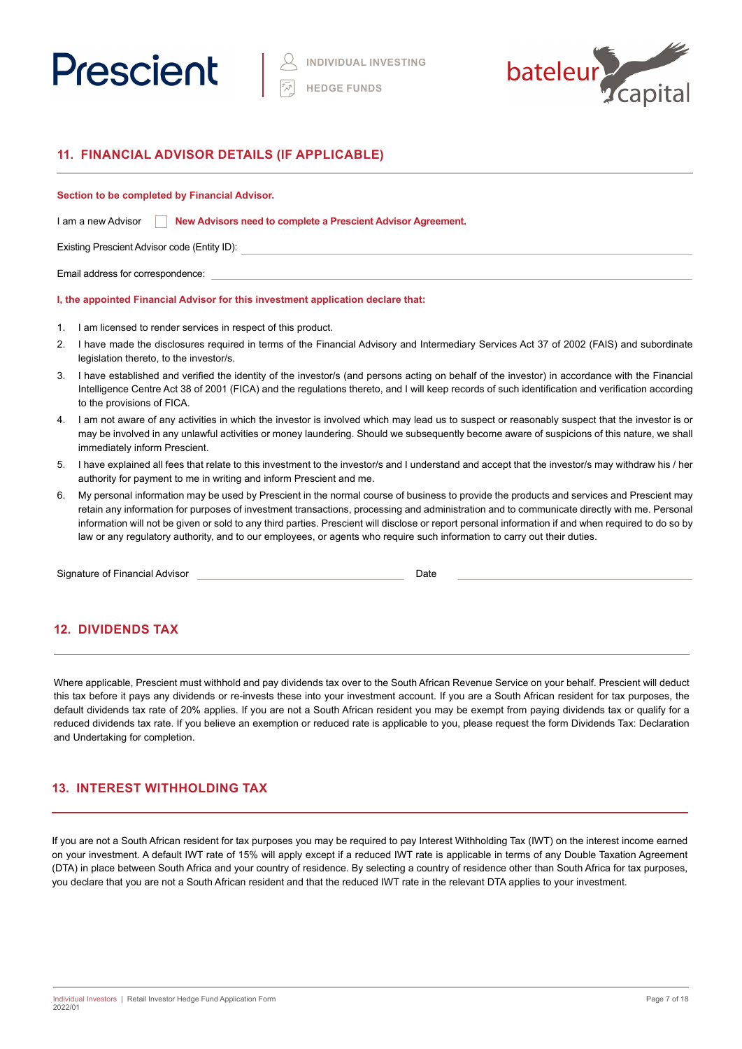## 11. FINANCIAL ADVISOR DETAILS (IF APPLICABLE)

**Section to be completed by Financial Advisor.**

I am a new Advisor ☐ **New Advisors need to complete a Prescient Advisor Agreement.**

Existing Prescient Advisor code (Entity ID): \_\_\_\_\_\_\_\_\_\_\_\_\_\_\_\_\_\_\_\_\_\_\_\_\_\_\_\_\_\_

Email address for correspondence: \_\_\_\_\_\_\_\_\_\_\_\_\_\_\_\_\_\_\_\_\_\_\_\_\_\_\_\_\_\_

**I, the appointed Financial Advisor for this investment application declare that:**

1. I am licensed to render services in respect of this product.
2. I have made the disclosures required in terms of the Financial Advisory and Intermediary Services Act 37 of 2002 (FAIS) and subordinate legislation thereto, to the investor/s.
3. I have established and verified the identity of the investor/s (and persons acting on behalf of the investor) in accordance with the Financial Intelligence Centre Act 38 of 2001 (FICA) and the regulations thereto, and I will keep records of such identification and verification according to the provisions of FICA.
4. I am not aware of any activities in which the investor is involved which may lead us to suspect or reasonably suspect that the investor is or may be involved in any unlawful activities or money laundering. Should we subsequently become aware of suspicions of this nature, we shall immediately inform Prescient.
5. I have explained all fees that relate to this investment to the investor/s and I understand and accept that the investor/s may withdraw his / her authority for payment to me in writing and inform Prescient and me.
6. My personal information may be used by Prescient in the normal course of business to provide the products and services and Prescient may retain any information for purposes of investment transactions, processing and administration and to communicate directly with me. Personal information will not be given or sold to any third parties. Prescient will disclose or report personal information if and when required to do so by law or any regulatory authority, and to our employees, or agents who require such information to carry out their duties.

Signature of Financial Advisor \_\_\_\_\_\_\_\_\_\_\_\_\_\_\_\_\_\_\_\_ Date \_\_\_\_\_\_\_\_\_\_\_\_\_\_\_\_\_\_\_\_

## 12. DIVIDENDS TAX

Where applicable, Prescient must withhold and pay dividends tax over to the South African Revenue Service on your behalf. Prescient will deduct this tax before it pays any dividends or re-invests these into your investment account. If you are a South African resident for tax purposes, the default dividends tax rate of 20% applies. If you are not a South African resident you may be exempt from paying dividends tax or qualify for a reduced dividends tax rate. If you believe an exemption or reduced rate is applicable to you, please request the form Dividends Tax: Declaration and Undertaking for completion.

## 13. INTEREST WITHHOLDING TAX

If you are not a South African resident for tax purposes you may be required to pay Interest Withholding Tax (IWT) on the interest income earned on your investment. A default IWT rate of 15% will apply except if a reduced IWT rate is applicable in terms of any Double Taxation Agreement (DTA) in place between South Africa and your country of residence. By selecting a country of residence other than South Africa for tax purposes, you declare that you are not a South African resident and that the reduced IWT rate in the relevant DTA applies to your investment.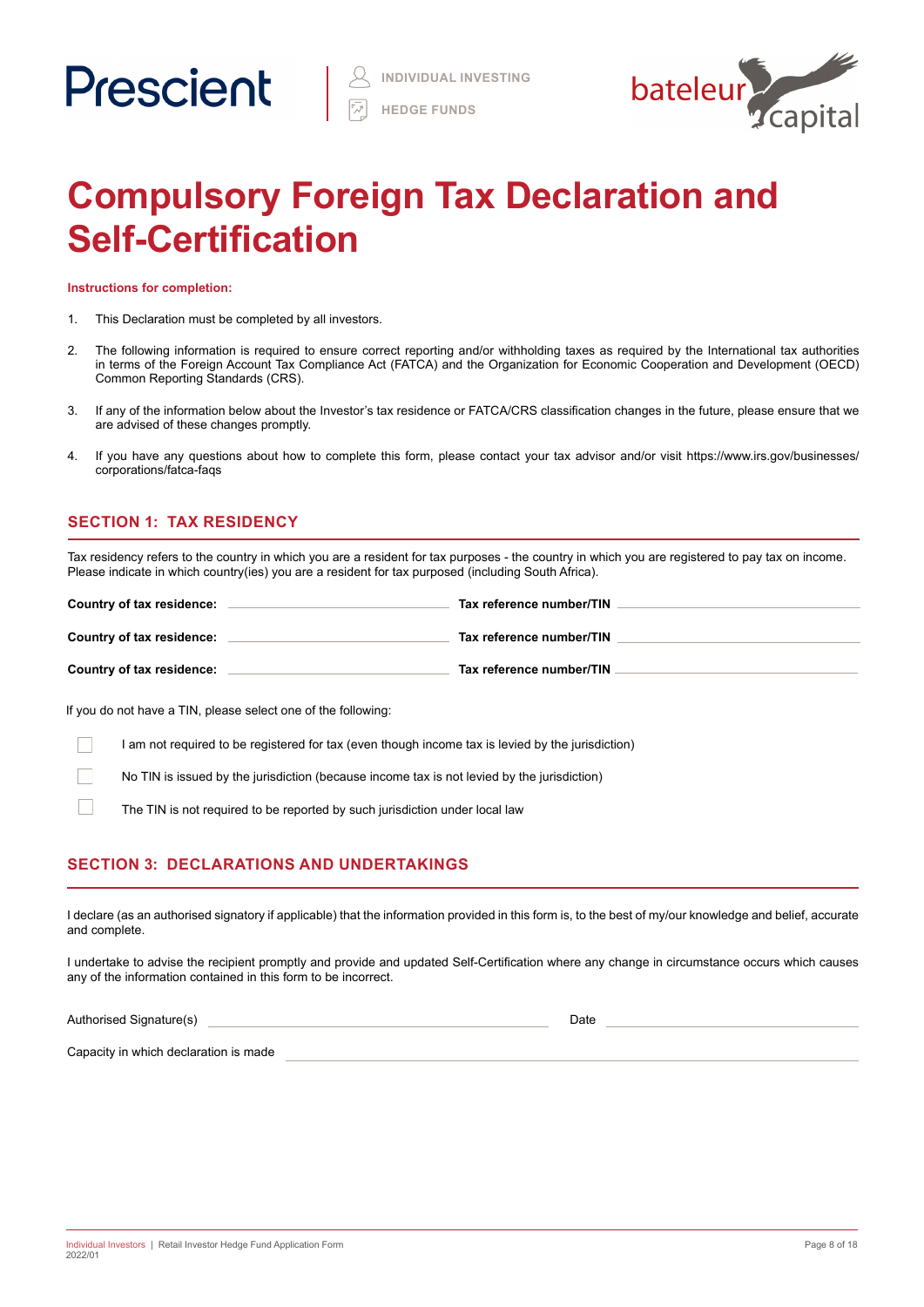Prescient

INDIVIDUAL INVESTING

HEDGE FUNDS

bateleur capital

# Compulsory Foreign Tax Declaration and Self-Certification

**Instructions for completion:**

1. This Declaration must be completed by all investors.
2. The following information is required to ensure correct reporting and/or withholding taxes as required by the International tax authorities in terms of the Foreign Account Tax Compliance Act (FATCA) and the Organization for Economic Cooperation and Development (OECD) Common Reporting Standards (CRS).
3. If any of the information below about the Investor's tax residence or FATCA/CRS classification changes in the future, please ensure that we are advised of these changes promptly.
4. If you have any questions about how to complete this form, please contact your tax advisor and/or visit https://www.irs.gov/businesses/corporations/fatca-faqs

## SECTION 1: TAX RESIDENCY

Tax residency refers to the country in which you are a resident for tax purposes - the country in which you are registered to pay tax on income. Please indicate in which country(ies) you are a resident for tax purposed (including South Africa).

**Country of tax residence:** \_\_\_\_\_\_\_\_\_\_\_\_\_\_\_\_\_\_\_\_ **Tax reference number/TIN** \_\_\_\_\_\_\_\_\_\_\_\_\_\_\_\_\_\_\_\_

**Country of tax residence:** \_\_\_\_\_\_\_\_\_\_\_\_\_\_\_\_\_\_\_\_ **Tax reference number/TIN** \_\_\_\_\_\_\_\_\_\_\_\_\_\_\_\_\_\_\_\_

**Country of tax residence:** \_\_\_\_\_\_\_\_\_\_\_\_\_\_\_\_\_\_\_\_ **Tax reference number/TIN** \_\_\_\_\_\_\_\_\_\_\_\_\_\_\_\_\_\_\_\_

If you do not have a TIN, please select one of the following:

- ☐ I am not required to be registered for tax (even though income tax is levied by the jurisdiction)
- ☐ No TIN is issued by the jurisdiction (because income tax is not levied by the jurisdiction)
- ☐ The TIN is not required to be reported by such jurisdiction under local law

## SECTION 3: DECLARATIONS AND UNDERTAKINGS

I declare (as an authorised signatory if applicable) that the information provided in this form is, to the best of my/our knowledge and belief, accurate and complete.

I undertake to advise the recipient promptly and provide and updated Self-Certification where any change in circumstance occurs which causes any of the information contained in this form to be incorrect.

Authorised Signature(s) \_\_\_\_\_\_\_\_\_\_\_\_\_\_\_\_\_\_\_\_ Date \_\_\_\_\_\_\_\_\_\_\_\_\_\_\_\_\_\_\_\_

Capacity in which declaration is made \_\_\_\_\_\_\_\_\_\_\_\_\_\_\_\_\_\_\_\_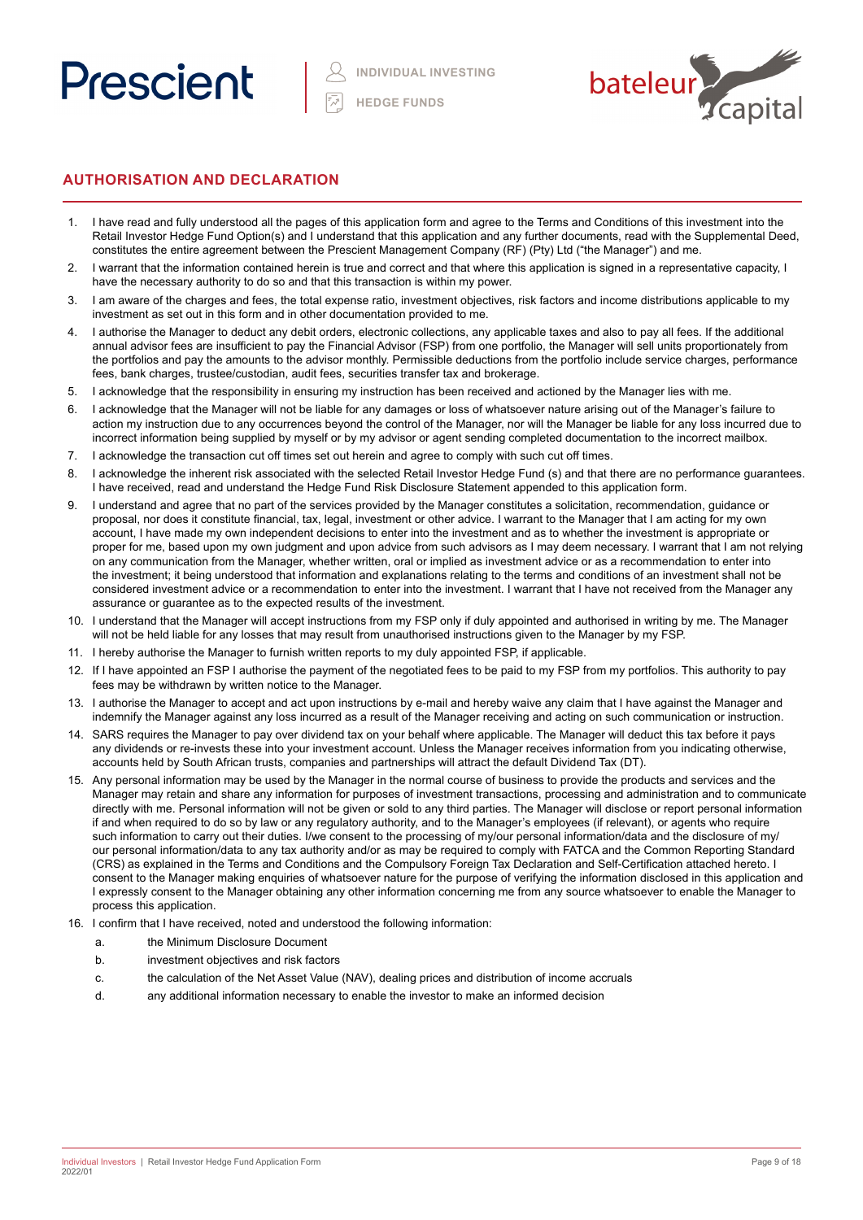Prescient

INDIVIDUAL INVESTING

HEDGE FUNDS

bateleur capital

## AUTHORISATION AND DECLARATION

1. I have read and fully understood all the pages of this application form and agree to the Terms and Conditions of this investment into the Retail Investor Hedge Fund Option(s) and I understand that this application and any further documents, read with the Supplemental Deed, constitutes the entire agreement between the Prescient Management Company (RF) (Pty) Ltd ("the Manager") and me.
2. I warrant that the information contained herein is true and correct and that where this application is signed in a representative capacity, I have the necessary authority to do so and that this transaction is within my power.
3. I am aware of the charges and fees, the total expense ratio, investment objectives, risk factors and income distributions applicable to my investment as set out in this form and in other documentation provided to me.
4. I authorise the Manager to deduct any debit orders, electronic collections, any applicable taxes and also to pay all fees. If the additional annual advisor fees are insufficient to pay the Financial Advisor (FSP) from one portfolio, the Manager will sell units proportionately from the portfolios and pay the amounts to the advisor monthly. Permissible deductions from the portfolio include service charges, performance fees, bank charges, trustee/custodian, audit fees, securities transfer tax and brokerage.
5. I acknowledge that the responsibility in ensuring my instruction has been received and actioned by the Manager lies with me.
6. I acknowledge that the Manager will not be liable for any damages or loss of whatsoever nature arising out of the Manager's failure to action my instruction due to any occurrences beyond the control of the Manager, nor will the Manager be liable for any loss incurred due to incorrect information being supplied by myself or by my advisor or agent sending completed documentation to the incorrect mailbox.
7. I acknowledge the transaction cut off times set out herein and agree to comply with such cut off times.
8. I acknowledge the inherent risk associated with the selected Retail Investor Hedge Fund (s) and that there are no performance guarantees. I have received, read and understand the Hedge Fund Risk Disclosure Statement appended to this application form.
9. I understand and agree that no part of the services provided by the Manager constitutes a solicitation, recommendation, guidance or proposal, nor does it constitute financial, tax, legal, investment or other advice. I warrant to the Manager that I am acting for my own account, I have made my own independent decisions to enter into the investment and as to whether the investment is appropriate or proper for me, based upon my own judgment and upon advice from such advisors as I may deem necessary. I warrant that I am not relying on any communication from the Manager, whether written, oral or implied as investment advice or as a recommendation to enter into the investment; it being understood that information and explanations relating to the terms and conditions of an investment shall not be considered investment advice or a recommendation to enter into the investment. I warrant that I have not received from the Manager any assurance or guarantee as to the expected results of the investment.
10. I understand that the Manager will accept instructions from my FSP only if duly appointed and authorised in writing by me. The Manager will not be held liable for any losses that may result from unauthorised instructions given to the Manager by my FSP.
11. I hereby authorise the Manager to furnish written reports to my duly appointed FSP, if applicable.
12. If I have appointed an FSP I authorise the payment of the negotiated fees to be paid to my FSP from my portfolios. This authority to pay fees may be withdrawn by written notice to the Manager.
13. I authorise the Manager to accept and act upon instructions by e-mail and hereby waive any claim that I have against the Manager and indemnify the Manager against any loss incurred as a result of the Manager receiving and acting on such communication or instruction.
14. SARS requires the Manager to pay over dividend tax on your behalf where applicable. The Manager will deduct this tax before it pays any dividends or re-invests these into your investment account. Unless the Manager receives information from you indicating otherwise, accounts held by South African trusts, companies and partnerships will attract the default Dividend Tax (DT).
15. Any personal information may be used by the Manager in the normal course of business to provide the products and services and the Manager may retain and share any information for purposes of investment transactions, processing and administration and to communicate directly with me. Personal information will not be given or sold to any third parties. The Manager will disclose or report personal information if and when required to do so by law or any regulatory authority, and to the Manager's employees (if relevant), or agents who require such information to carry out their duties. I/we consent to the processing of my/our personal information/data and the disclosure of my/our personal information/data to any tax authority and/or as may be required to comply with FATCA and the Common Reporting Standard (CRS) as explained in the Terms and Conditions and the Compulsory Foreign Tax Declaration and Self-Certification attached hereto. I consent to the Manager making enquiries of whatsoever nature for the purpose of verifying the information disclosed in this application and I expressly consent to the Manager obtaining any other information concerning me from any source whatsoever to enable the Manager to process this application.
16. I confirm that I have received, noted and understood the following information:
    a. the Minimum Disclosure Document
    b. investment objectives and risk factors
    c. the calculation of the Net Asset Value (NAV), dealing prices and distribution of income accruals
    d. any additional information necessary to enable the investor to make an informed decision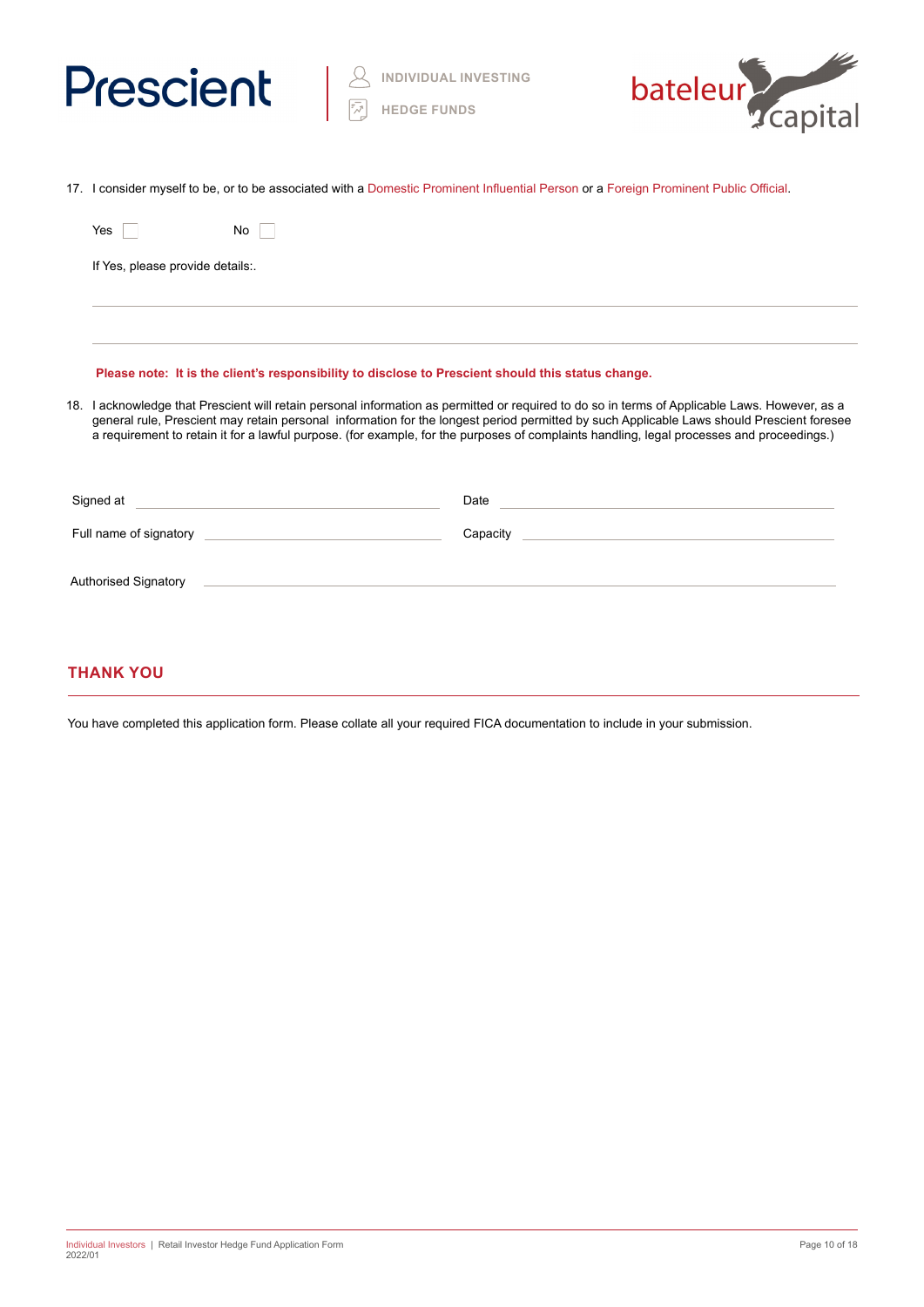17. I consider myself to be, or to be associated with a Domestic Prominent Influential Person or a Foreign Prominent Public Official.

Yes ☐ No ☐

If Yes, please provide details:.

______________________________________________________________________

______________________________________________________________________

**Please note: It is the client's responsibility to disclose to Prescient should this status change.**

18. I acknowledge that Prescient will retain personal information as permitted or required to do so in terms of Applicable Laws. However, as a general rule, Prescient may retain personal information for the longest period permitted by such Applicable Laws should Prescient foresee a requirement to retain it for a lawful purpose. (for example, for the purposes of complaints handling, legal processes and proceedings.)

Signed at ______________________ Date ______________________

Full name of signatory ______________________ Capacity ______________________

Authorised Signatory ______________________________________________

## THANK YOU

You have completed this application form. Please collate all your required FICA documentation to include in your submission.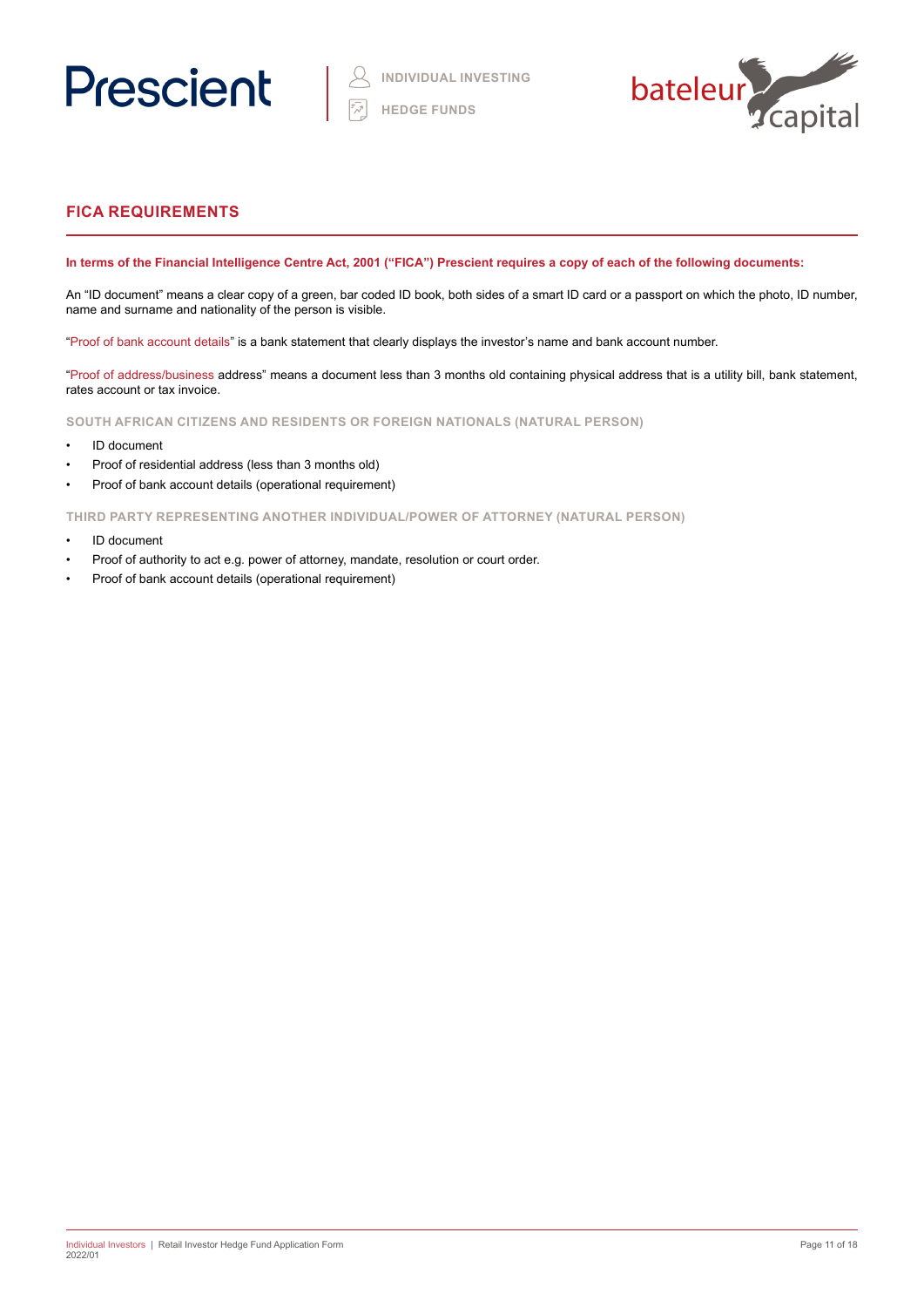## FICA REQUIREMENTS

**In terms of the Financial Intelligence Centre Act, 2001 ("FICA") Prescient requires a copy of each of the following documents:**

An "ID document" means a clear copy of a green, bar coded ID book, both sides of a smart ID card or a passport on which the photo, ID number, name and surname and nationality of the person is visible.

"Proof of bank account details" is a bank statement that clearly displays the investor's name and bank account number.

"Proof of address/business address" means a document less than 3 months old containing physical address that is a utility bill, bank statement, rates account or tax invoice.

### SOUTH AFRICAN CITIZENS AND RESIDENTS OR FOREIGN NATIONALS (NATURAL PERSON)

- ID document
- Proof of residential address (less than 3 months old)
- Proof of bank account details (operational requirement)

### THIRD PARTY REPRESENTING ANOTHER INDIVIDUAL/POWER OF ATTORNEY (NATURAL PERSON)

- ID document
- Proof of authority to act e.g. power of attorney, mandate, resolution or court order.
- Proof of bank account details (operational requirement)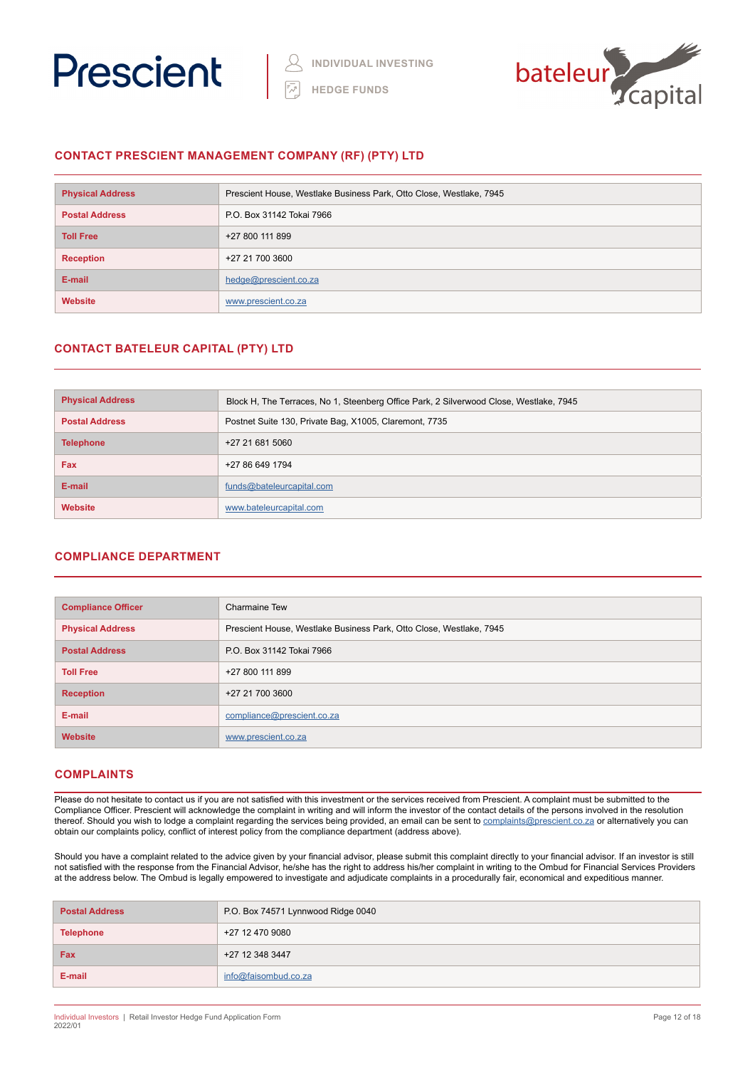## CONTACT PRESCIENT MANAGEMENT COMPANY (RF) (PTY) LTD

| | |
|---|---|
| **Physical Address** | Prescient House, Westlake Business Park, Otto Close, Westlake, 7945 |
| **Postal Address** | P.O. Box 31142 Tokai 7966 |
| **Toll Free** | +27 800 111 899 |
| **Reception** | +27 21 700 3600 |
| **E-mail** | hedge@prescient.co.za |
| **Website** | www.prescient.co.za |

## CONTACT BATELEUR CAPITAL (PTY) LTD

| | |
|---|---|
| **Physical Address** | Block H, The Terraces, No 1, Steenberg Office Park, 2 Silverwood Close, Westlake, 7945 |
| **Postal Address** | Postnet Suite 130, Private Bag, X1005, Claremont, 7735 |
| **Telephone** | +27 21 681 5060 |
| **Fax** | +27 86 649 1794 |
| **E-mail** | funds@bateleurcapital.com |
| **Website** | www.bateleurcapital.com |

## COMPLIANCE DEPARTMENT

| | |
|---|---|
| **Compliance Officer** | Charmaine Tew |
| **Physical Address** | Prescient House, Westlake Business Park, Otto Close, Westlake, 7945 |
| **Postal Address** | P.O. Box 31142 Tokai 7966 |
| **Toll Free** | +27 800 111 899 |
| **Reception** | +27 21 700 3600 |
| **E-mail** | compliance@prescient.co.za |
| **Website** | www.prescient.co.za |

## COMPLAINTS

Please do not hesitate to contact us if you are not satisfied with this investment or the services received from Prescient. A complaint must be submitted to the Compliance Officer. Prescient will acknowledge the complaint in writing and will inform the investor of the contact details of the persons involved in the resolution thereof. Should you wish to lodge a complaint regarding the services being provided, an email can be sent to complaints@prescient.co.za or alternatively you can obtain our complaints policy, conflict of interest policy from the compliance department (address above).

Should you have a complaint related to the advice given by your financial advisor, please submit this complaint directly to your financial advisor. If an investor is still not satisfied with the response from the Financial Advisor, he/she has the right to address his/her complaint in writing to the Ombud for Financial Services Providers at the address below. The Ombud is legally empowered to investigate and adjudicate complaints in a procedurally fair, economical and expeditious manner.

| | |
|---|---|
| **Postal Address** | P.O. Box 74571 Lynnwood Ridge 0040 |
| **Telephone** | +27 12 470 9080 |
| **Fax** | +27 12 348 3447 |
| **E-mail** | info@faisombud.co.za |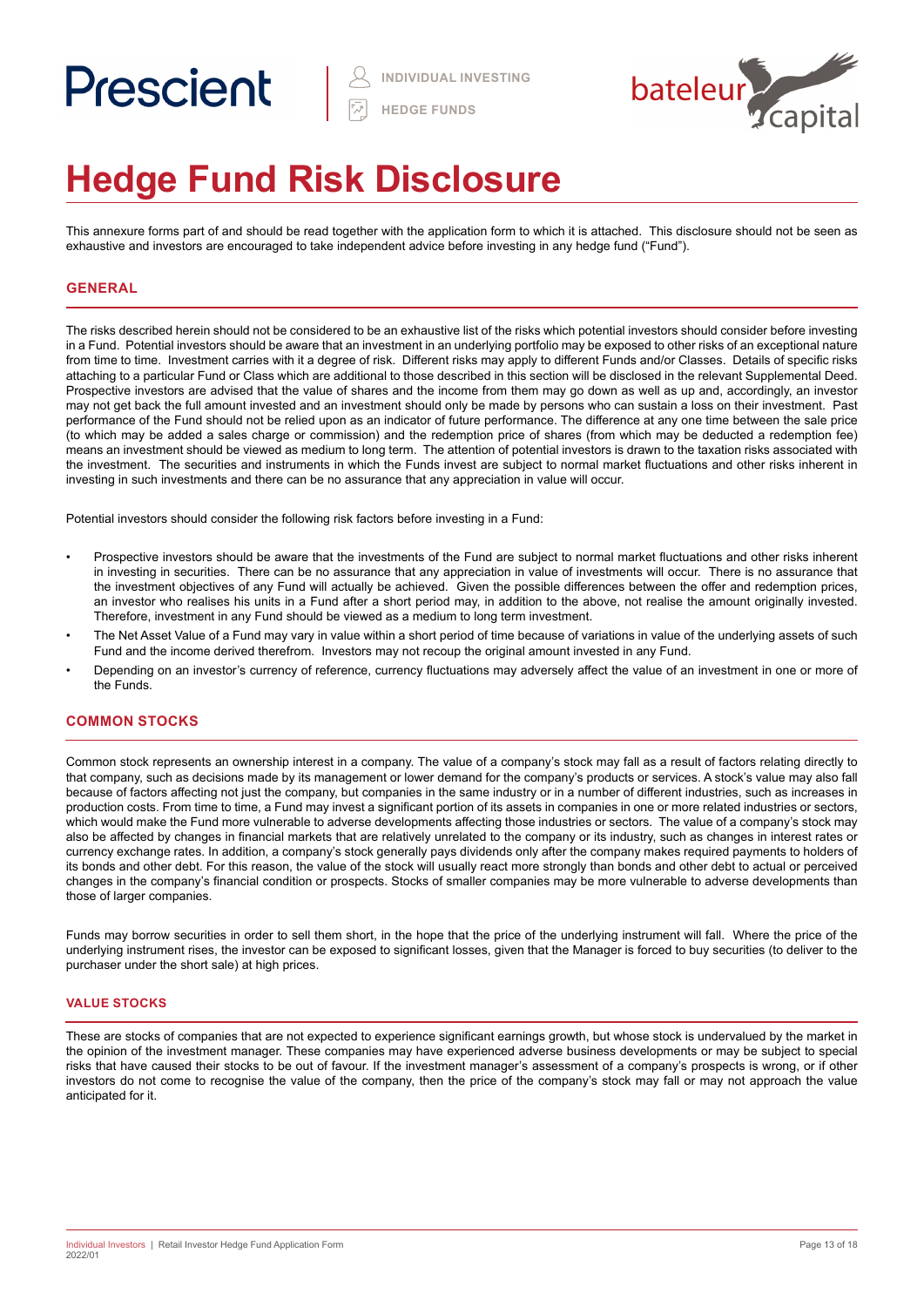# Hedge Fund Risk Disclosure

This annexure forms part of and should be read together with the application form to which it is attached. This disclosure should not be seen as exhaustive and investors are encouraged to take independent advice before investing in any hedge fund ("Fund").

## GENERAL

The risks described herein should not be considered to be an exhaustive list of the risks which potential investors should consider before investing in a Fund. Potential investors should be aware that an investment in an underlying portfolio may be exposed to other risks of an exceptional nature from time to time. Investment carries with it a degree of risk. Different risks may apply to different Funds and/or Classes. Details of specific risks attaching to a particular Fund or Class which are additional to those described in this section will be disclosed in the relevant Supplemental Deed. Prospective investors are advised that the value of shares and the income from them may go down as well as up and, accordingly, an investor may not get back the full amount invested and an investment should only be made by persons who can sustain a loss on their investment. Past performance of the Fund should not be relied upon as an indicator of future performance. The difference at any one time between the sale price (to which may be added a sales charge or commission) and the redemption price of shares (from which may be deducted a redemption fee) means an investment should be viewed as medium to long term. The attention of potential investors is drawn to the taxation risks associated with the investment. The securities and instruments in which the Funds invest are subject to normal market fluctuations and other risks inherent in investing in such investments and there can be no assurance that any appreciation in value will occur.

Potential investors should consider the following risk factors before investing in a Fund:

- Prospective investors should be aware that the investments of the Fund are subject to normal market fluctuations and other risks inherent in investing in securities. There can be no assurance that any appreciation in value of investments will occur. There is no assurance that the investment objectives of any Fund will actually be achieved. Given the possible differences between the offer and redemption prices, an investor who realises his units in a Fund after a short period may, in addition to the above, not realise the amount originally invested. Therefore, investment in any Fund should be viewed as a medium to long term investment.
- The Net Asset Value of a Fund may vary in value within a short period of time because of variations in value of the underlying assets of such Fund and the income derived therefrom. Investors may not recoup the original amount invested in any Fund.
- Depending on an investor's currency of reference, currency fluctuations may adversely affect the value of an investment in one or more of the Funds.

## COMMON STOCKS

Common stock represents an ownership interest in a company. The value of a company's stock may fall as a result of factors relating directly to that company, such as decisions made by its management or lower demand for the company's products or services. A stock's value may also fall because of factors affecting not just the company, but companies in the same industry or in a number of different industries, such as increases in production costs. From time to time, a Fund may invest a significant portion of its assets in companies in one or more related industries or sectors, which would make the Fund more vulnerable to adverse developments affecting those industries or sectors. The value of a company's stock may also be affected by changes in financial markets that are relatively unrelated to the company or its industry, such as changes in interest rates or currency exchange rates. In addition, a company's stock generally pays dividends only after the company makes required payments to holders of its bonds and other debt. For this reason, the value of the stock will usually react more strongly than bonds and other debt to actual or perceived changes in the company's financial condition or prospects. Stocks of smaller companies may be more vulnerable to adverse developments than those of larger companies.

Funds may borrow securities in order to sell them short, in the hope that the price of the underlying instrument will fall. Where the price of the underlying instrument rises, the investor can be exposed to significant losses, given that the Manager is forced to buy securities (to deliver to the purchaser under the short sale) at high prices.

### VALUE STOCKS

These are stocks of companies that are not expected to experience significant earnings growth, but whose stock is undervalued by the market in the opinion of the investment manager. These companies may have experienced adverse business developments or may be subject to special risks that have caused their stocks to be out of favour. If the investment manager's assessment of a company's prospects is wrong, or if other investors do not come to recognise the value of the company, then the price of the company's stock may fall or may not approach the value anticipated for it.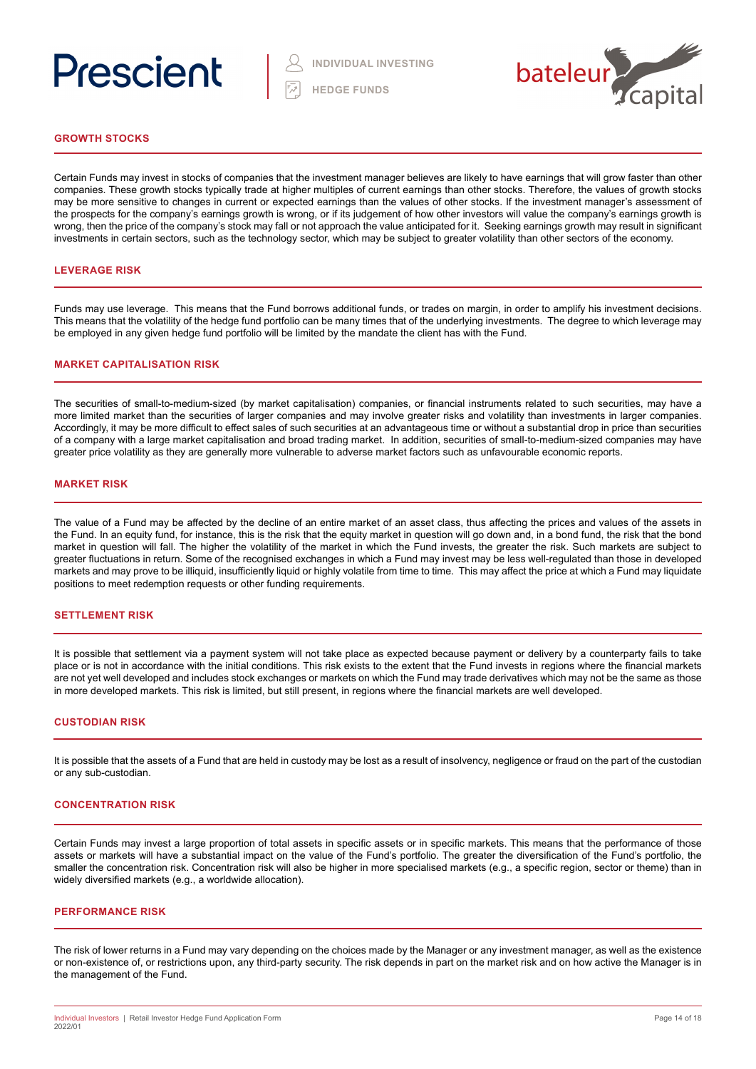## GROWTH STOCKS

Certain Funds may invest in stocks of companies that the investment manager believes are likely to have earnings that will grow faster than other companies. These growth stocks typically trade at higher multiples of current earnings than other stocks. Therefore, the values of growth stocks may be more sensitive to changes in current or expected earnings than the values of other stocks. If the investment manager's assessment of the prospects for the company's earnings growth is wrong, or if its judgement of how other investors will value the company's earnings growth is wrong, then the price of the company's stock may fall or not approach the value anticipated for it. Seeking earnings growth may result in significant investments in certain sectors, such as the technology sector, which may be subject to greater volatility than other sectors of the economy.

## LEVERAGE RISK

Funds may use leverage. This means that the Fund borrows additional funds, or trades on margin, in order to amplify his investment decisions. This means that the volatility of the hedge fund portfolio can be many times that of the underlying investments. The degree to which leverage may be employed in any given hedge fund portfolio will be limited by the mandate the client has with the Fund.

## MARKET CAPITALISATION RISK

The securities of small-to-medium-sized (by market capitalisation) companies, or financial instruments related to such securities, may have a more limited market than the securities of larger companies and may involve greater risks and volatility than investments in larger companies. Accordingly, it may be more difficult to effect sales of such securities at an advantageous time or without a substantial drop in price than securities of a company with a large market capitalisation and broad trading market. In addition, securities of small-to-medium-sized companies may have greater price volatility as they are generally more vulnerable to adverse market factors such as unfavourable economic reports.

## MARKET RISK

The value of a Fund may be affected by the decline of an entire market of an asset class, thus affecting the prices and values of the assets in the Fund. In an equity fund, for instance, this is the risk that the equity market in question will go down and, in a bond fund, the risk that the bond market in question will fall. The higher the volatility of the market in which the Fund invests, the greater the risk. Such markets are subject to greater fluctuations in return. Some of the recognised exchanges in which a Fund may invest may be less well-regulated than those in developed markets and may prove to be illiquid, insufficiently liquid or highly volatile from time to time. This may affect the price at which a Fund may liquidate positions to meet redemption requests or other funding requirements.

## SETTLEMENT RISK

It is possible that settlement via a payment system will not take place as expected because payment or delivery by a counterparty fails to take place or is not in accordance with the initial conditions. This risk exists to the extent that the Fund invests in regions where the financial markets are not yet well developed and includes stock exchanges or markets on which the Fund may trade derivatives which may not be the same as those in more developed markets. This risk is limited, but still present, in regions where the financial markets are well developed.

## CUSTODIAN RISK

It is possible that the assets of a Fund that are held in custody may be lost as a result of insolvency, negligence or fraud on the part of the custodian or any sub-custodian.

## CONCENTRATION RISK

Certain Funds may invest a large proportion of total assets in specific assets or in specific markets. This means that the performance of those assets or markets will have a substantial impact on the value of the Fund's portfolio. The greater the diversification of the Fund's portfolio, the smaller the concentration risk. Concentration risk will also be higher in more specialised markets (e.g., a specific region, sector or theme) than in widely diversified markets (e.g., a worldwide allocation).

## PERFORMANCE RISK

The risk of lower returns in a Fund may vary depending on the choices made by the Manager or any investment manager, as well as the existence or non-existence of, or restrictions upon, any third-party security. The risk depends in part on the market risk and on how active the Manager is in the management of the Fund.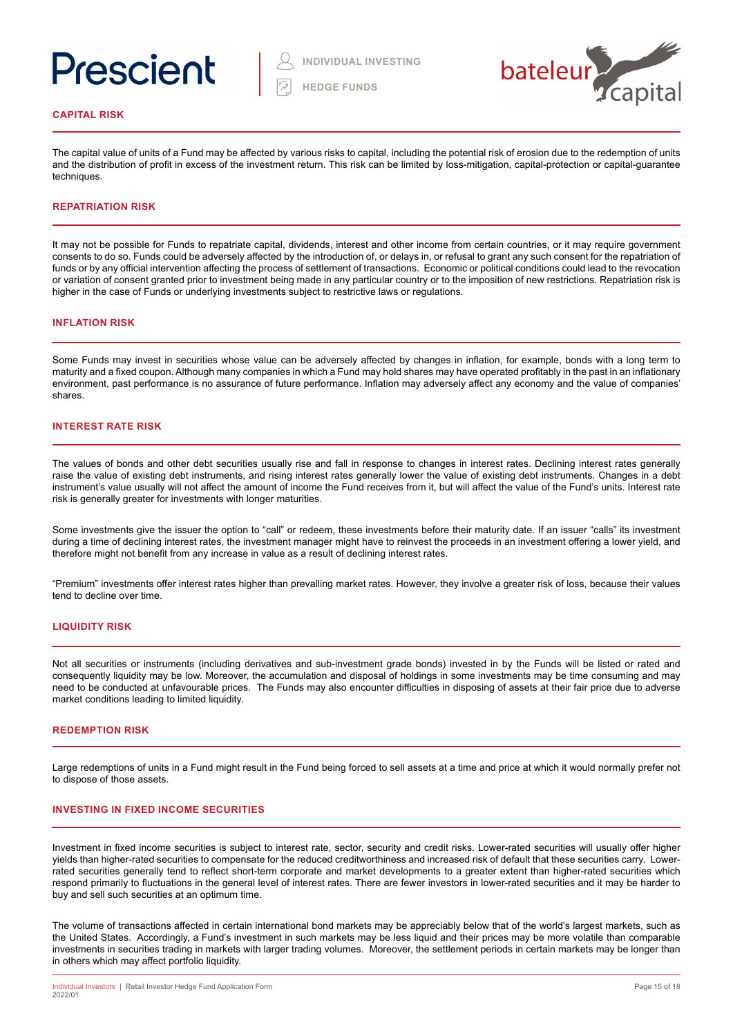## CAPITAL RISK

The capital value of units of a Fund may be affected by various risks to capital, including the potential risk of erosion due to the redemption of units and the distribution of profit in excess of the investment return. This risk can be limited by loss-mitigation, capital-protection or capital-guarantee techniques.

## REPATRIATION RISK

It may not be possible for Funds to repatriate capital, dividends, interest and other income from certain countries, or it may require government consents to do so. Funds could be adversely affected by the introduction of, or delays in, or refusal to grant any such consent for the repatriation of funds or by any official intervention affecting the process of settlement of transactions. Economic or political conditions could lead to the revocation or variation of consent granted prior to investment being made in any particular country or to the imposition of new restrictions. Repatriation risk is higher in the case of Funds or underlying investments subject to restrictive laws or regulations.

## INFLATION RISK

Some Funds may invest in securities whose value can be adversely affected by changes in inflation, for example, bonds with a long term to maturity and a fixed coupon. Although many companies in which a Fund may hold shares may have operated profitably in the past in an inflationary environment, past performance is no assurance of future performance. Inflation may adversely affect any economy and the value of companies' shares.

## INTEREST RATE RISK

The values of bonds and other debt securities usually rise and fall in response to changes in interest rates. Declining interest rates generally raise the value of existing debt instruments, and rising interest rates generally lower the value of existing debt instruments. Changes in a debt instrument's value usually will not affect the amount of income the Fund receives from it, but will affect the value of the Fund's units. Interest rate risk is generally greater for investments with longer maturities.

Some investments give the issuer the option to "call" or redeem, these investments before their maturity date. If an issuer "calls" its investment during a time of declining interest rates, the investment manager might have to reinvest the proceeds in an investment offering a lower yield, and therefore might not benefit from any increase in value as a result of declining interest rates.

"Premium" investments offer interest rates higher than prevailing market rates. However, they involve a greater risk of loss, because their values tend to decline over time.

## LIQUIDITY RISK

Not all securities or instruments (including derivatives and sub-investment grade bonds) invested in by the Funds will be listed or rated and consequently liquidity may be low. Moreover, the accumulation and disposal of holdings in some investments may be time consuming and may need to be conducted at unfavourable prices. The Funds may also encounter difficulties in disposing of assets at their fair price due to adverse market conditions leading to limited liquidity.

## REDEMPTION RISK

Large redemptions of units in a Fund might result in the Fund being forced to sell assets at a time and price at which it would normally prefer not to dispose of those assets.

## INVESTING IN FIXED INCOME SECURITIES

Investment in fixed income securities is subject to interest rate, sector, security and credit risks. Lower-rated securities will usually offer higher yields than higher-rated securities to compensate for the reduced creditworthiness and increased risk of default that these securities carry. Lower-rated securities generally tend to reflect short-term corporate and market developments to a greater extent than higher-rated securities which respond primarily to fluctuations in the general level of interest rates. There are fewer investors in lower-rated securities and it may be harder to buy and sell such securities at an optimum time.

The volume of transactions affected in certain international bond markets may be appreciably below that of the world's largest markets, such as the United States. Accordingly, a Fund's investment in such markets may be less liquid and their prices may be more volatile than comparable investments in securities trading in markets with larger trading volumes. Moreover, the settlement periods in certain markets may be longer than in others which may affect portfolio liquidity.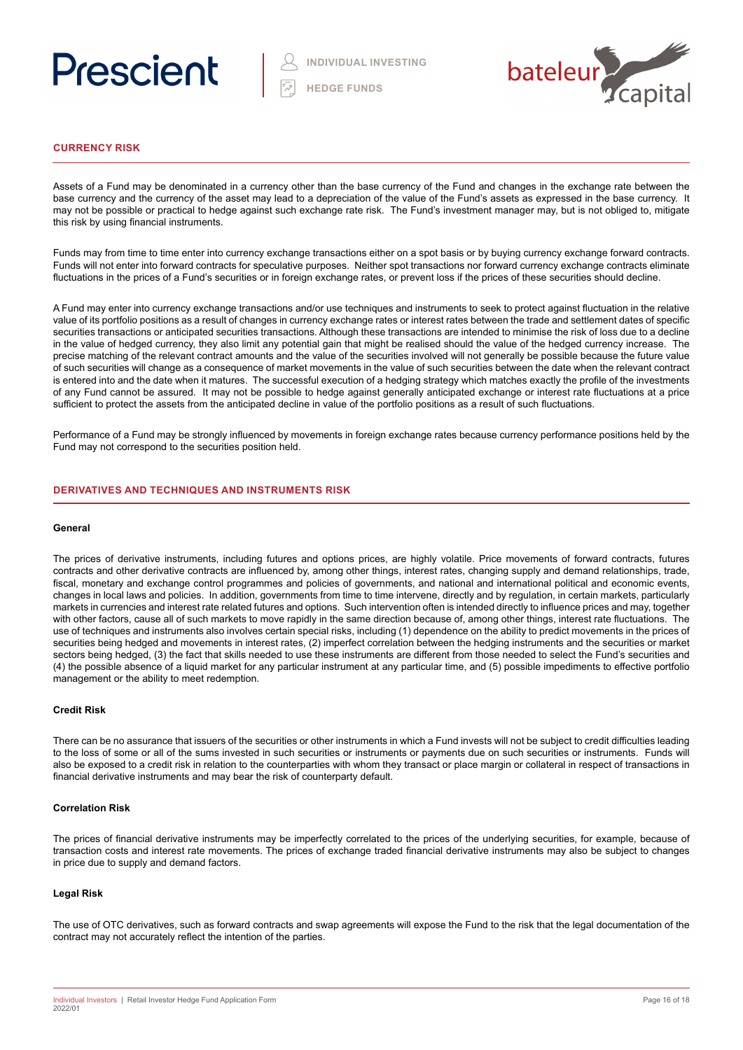## CURRENCY RISK

Assets of a Fund may be denominated in a currency other than the base currency of the Fund and changes in the exchange rate between the base currency and the currency of the asset may lead to a depreciation of the value of the Fund's assets as expressed in the base currency. It may not be possible or practical to hedge against such exchange rate risk. The Fund's investment manager may, but is not obliged to, mitigate this risk by using financial instruments.

Funds may from time to time enter into currency exchange transactions either on a spot basis or by buying currency exchange forward contracts. Funds will not enter into forward contracts for speculative purposes. Neither spot transactions nor forward currency exchange contracts eliminate fluctuations in the prices of a Fund's securities or in foreign exchange rates, or prevent loss if the prices of these securities should decline.

A Fund may enter into currency exchange transactions and/or use techniques and instruments to seek to protect against fluctuation in the relative value of its portfolio positions as a result of changes in currency exchange rates or interest rates between the trade and settlement dates of specific securities transactions or anticipated securities transactions. Although these transactions are intended to minimise the risk of loss due to a decline in the value of hedged currency, they also limit any potential gain that might be realised should the value of the hedged currency increase. The precise matching of the relevant contract amounts and the value of the securities involved will not generally be possible because the future value of such securities will change as a consequence of market movements in the value of such securities between the date when the relevant contract is entered into and the date when it matures. The successful execution of a hedging strategy which matches exactly the profile of the investments of any Fund cannot be assured. It may not be possible to hedge against generally anticipated exchange or interest rate fluctuations at a price sufficient to protect the assets from the anticipated decline in value of the portfolio positions as a result of such fluctuations.

Performance of a Fund may be strongly influenced by movements in foreign exchange rates because currency performance positions held by the Fund may not correspond to the securities position held.

## DERIVATIVES AND TECHNIQUES AND INSTRUMENTS RISK

### General

The prices of derivative instruments, including futures and options prices, are highly volatile. Price movements of forward contracts, futures contracts and other derivative contracts are influenced by, among other things, interest rates, changing supply and demand relationships, trade, fiscal, monetary and exchange control programmes and policies of governments, and national and international political and economic events, changes in local laws and policies. In addition, governments from time to time intervene, directly and by regulation, in certain markets, particularly markets in currencies and interest rate related futures and options. Such intervention often is intended directly to influence prices and may, together with other factors, cause all of such markets to move rapidly in the same direction because of, among other things, interest rate fluctuations. The use of techniques and instruments also involves certain special risks, including (1) dependence on the ability to predict movements in the prices of securities being hedged and movements in interest rates, (2) imperfect correlation between the hedging instruments and the securities or market sectors being hedged, (3) the fact that skills needed to use these instruments are different from those needed to select the Fund's securities and (4) the possible absence of a liquid market for any particular instrument at any particular time, and (5) possible impediments to effective portfolio management or the ability to meet redemption.

### Credit Risk

There can be no assurance that issuers of the securities or other instruments in which a Fund invests will not be subject to credit difficulties leading to the loss of some or all of the sums invested in such securities or instruments or payments due on such securities or instruments. Funds will also be exposed to a credit risk in relation to the counterparties with whom they transact or place margin or collateral in respect of transactions in financial derivative instruments and may bear the risk of counterparty default.

### Correlation Risk

The prices of financial derivative instruments may be imperfectly correlated to the prices of the underlying securities, for example, because of transaction costs and interest rate movements. The prices of exchange traded financial derivative instruments may also be subject to changes in price due to supply and demand factors.

### Legal Risk

The use of OTC derivatives, such as forward contracts and swap agreements will expose the Fund to the risk that the legal documentation of the contract may not accurately reflect the intention of the parties.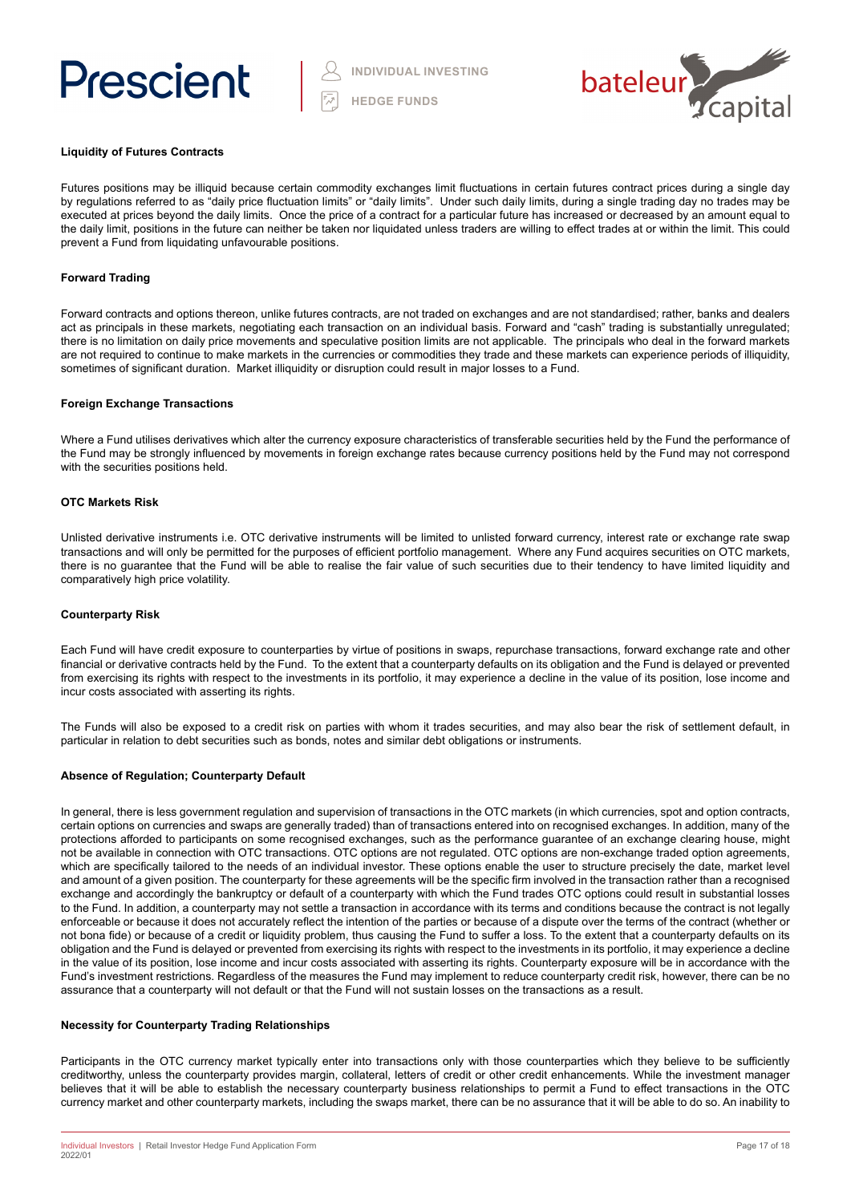### Liquidity of Futures Contracts

Futures positions may be illiquid because certain commodity exchanges limit fluctuations in certain futures contract prices during a single day by regulations referred to as "daily price fluctuation limits" or "daily limits". Under such daily limits, during a single trading day no trades may be executed at prices beyond the daily limits. Once the price of a contract for a particular future has increased or decreased by an amount equal to the daily limit, positions in the future can neither be taken nor liquidated unless traders are willing to effect trades at or within the limit. This could prevent a Fund from liquidating unfavourable positions.

### Forward Trading

Forward contracts and options thereon, unlike futures contracts, are not traded on exchanges and are not standardised; rather, banks and dealers act as principals in these markets, negotiating each transaction on an individual basis. Forward and "cash" trading is substantially unregulated; there is no limitation on daily price movements and speculative position limits are not applicable. The principals who deal in the forward markets are not required to continue to make markets in the currencies or commodities they trade and these markets can experience periods of illiquidity, sometimes of significant duration. Market illiquidity or disruption could result in major losses to a Fund.

### Foreign Exchange Transactions

Where a Fund utilises derivatives which alter the currency exposure characteristics of transferable securities held by the Fund the performance of the Fund may be strongly influenced by movements in foreign exchange rates because currency positions held by the Fund may not correspond with the securities positions held.

### OTC Markets Risk

Unlisted derivative instruments i.e. OTC derivative instruments will be limited to unlisted forward currency, interest rate or exchange rate swap transactions and will only be permitted for the purposes of efficient portfolio management. Where any Fund acquires securities on OTC markets, there is no guarantee that the Fund will be able to realise the fair value of such securities due to their tendency to have limited liquidity and comparatively high price volatility.

### Counterparty Risk

Each Fund will have credit exposure to counterparties by virtue of positions in swaps, repurchase transactions, forward exchange rate and other financial or derivative contracts held by the Fund. To the extent that a counterparty defaults on its obligation and the Fund is delayed or prevented from exercising its rights with respect to the investments in its portfolio, it may experience a decline in the value of its position, lose income and incur costs associated with asserting its rights.

The Funds will also be exposed to a credit risk on parties with whom it trades securities, and may also bear the risk of settlement default, in particular in relation to debt securities such as bonds, notes and similar debt obligations or instruments.

### Absence of Regulation; Counterparty Default

In general, there is less government regulation and supervision of transactions in the OTC markets (in which currencies, spot and option contracts, certain options on currencies and swaps are generally traded) than of transactions entered into on recognised exchanges. In addition, many of the protections afforded to participants on some recognised exchanges, such as the performance guarantee of an exchange clearing house, might not be available in connection with OTC transactions. OTC options are not regulated. OTC options are non-exchange traded option agreements, which are specifically tailored to the needs of an individual investor. These options enable the user to structure precisely the date, market level and amount of a given position. The counterparty for these agreements will be the specific firm involved in the transaction rather than a recognised exchange and accordingly the bankruptcy or default of a counterparty with which the Fund trades OTC options could result in substantial losses to the Fund. In addition, a counterparty may not settle a transaction in accordance with its terms and conditions because the contract is not legally enforceable or because it does not accurately reflect the intention of the parties or because of a dispute over the terms of the contract (whether or not bona fide) or because of a credit or liquidity problem, thus causing the Fund to suffer a loss. To the extent that a counterparty defaults on its obligation and the Fund is delayed or prevented from exercising its rights with respect to the investments in its portfolio, it may experience a decline in the value of its position, lose income and incur costs associated with asserting its rights. Counterparty exposure will be in accordance with the Fund's investment restrictions. Regardless of the measures the Fund may implement to reduce counterparty credit risk, however, there can be no assurance that a counterparty will not default or that the Fund will not sustain losses on the transactions as a result.

### Necessity for Counterparty Trading Relationships

Participants in the OTC currency market typically enter into transactions only with those counterparties which they believe to be sufficiently creditworthy, unless the counterparty provides margin, collateral, letters of credit or other credit enhancements. While the investment manager believes that it will be able to establish the necessary counterparty business relationships to permit a Fund to effect transactions in the OTC currency market and other counterparty markets, including the swaps market, there can be no assurance that it will be able to do so. An inability to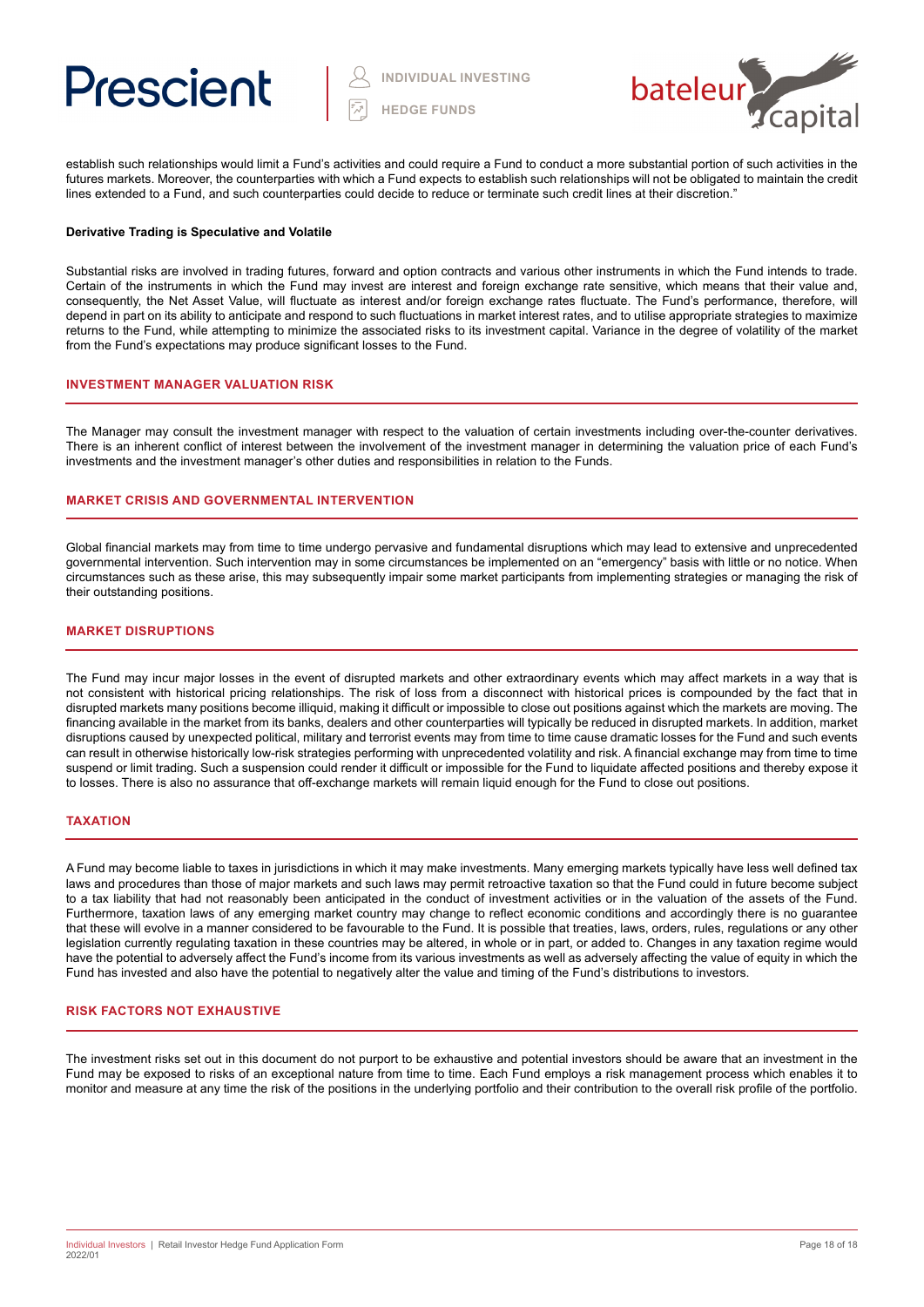establish such relationships would limit a Fund's activities and could require a Fund to conduct a more substantial portion of such activities in the futures markets. Moreover, the counterparties with which a Fund expects to establish such relationships will not be obligated to maintain the credit lines extended to a Fund, and such counterparties could decide to reduce or terminate such credit lines at their discretion."

**Derivative Trading is Speculative and Volatile**

Substantial risks are involved in trading futures, forward and option contracts and various other instruments in which the Fund intends to trade. Certain of the instruments in which the Fund may invest are interest and foreign exchange rate sensitive, which means that their value and, consequently, the Net Asset Value, will fluctuate as interest and/or foreign exchange rates fluctuate. The Fund's performance, therefore, will depend in part on its ability to anticipate and respond to such fluctuations in market interest rates, and to utilise appropriate strategies to maximize returns to the Fund, while attempting to minimize the associated risks to its investment capital. Variance in the degree of volatility of the market from the Fund's expectations may produce significant losses to the Fund.

## INVESTMENT MANAGER VALUATION RISK

The Manager may consult the investment manager with respect to the valuation of certain investments including over-the-counter derivatives. There is an inherent conflict of interest between the involvement of the investment manager in determining the valuation price of each Fund's investments and the investment manager's other duties and responsibilities in relation to the Funds.

## MARKET CRISIS AND GOVERNMENTAL INTERVENTION

Global financial markets may from time to time undergo pervasive and fundamental disruptions which may lead to extensive and unprecedented governmental intervention. Such intervention may in some circumstances be implemented on an "emergency" basis with little or no notice. When circumstances such as these arise, this may subsequently impair some market participants from implementing strategies or managing the risk of their outstanding positions.

## MARKET DISRUPTIONS

The Fund may incur major losses in the event of disrupted markets and other extraordinary events which may affect markets in a way that is not consistent with historical pricing relationships. The risk of loss from a disconnect with historical prices is compounded by the fact that in disrupted markets many positions become illiquid, making it difficult or impossible to close out positions against which the markets are moving. The financing available in the market from its banks, dealers and other counterparties will typically be reduced in disrupted markets. In addition, market disruptions caused by unexpected political, military and terrorist events may from time to time cause dramatic losses for the Fund and such events can result in otherwise historically low-risk strategies performing with unprecedented volatility and risk. A financial exchange may from time to time suspend or limit trading. Such a suspension could render it difficult or impossible for the Fund to liquidate affected positions and thereby expose it to losses. There is also no assurance that off-exchange markets will remain liquid enough for the Fund to close out positions.

## TAXATION

A Fund may become liable to taxes in jurisdictions in which it may make investments. Many emerging markets typically have less well defined tax laws and procedures than those of major markets and such laws may permit retroactive taxation so that the Fund could in future become subject to a tax liability that had not reasonably been anticipated in the conduct of investment activities or in the valuation of the assets of the Fund. Furthermore, taxation laws of any emerging market country may change to reflect economic conditions and accordingly there is no guarantee that these will evolve in a manner considered to be favourable to the Fund. It is possible that treaties, laws, orders, rules, regulations or any other legislation currently regulating taxation in these countries may be altered, in whole or in part, or added to. Changes in any taxation regime would have the potential to adversely affect the Fund's income from its various investments as well as adversely affecting the value of equity in which the Fund has invested and also have the potential to negatively alter the value and timing of the Fund's distributions to investors.

## RISK FACTORS NOT EXHAUSTIVE

The investment risks set out in this document do not purport to be exhaustive and potential investors should be aware that an investment in the Fund may be exposed to risks of an exceptional nature from time to time. Each Fund employs a risk management process which enables it to monitor and measure at any time the risk of the positions in the underlying portfolio and their contribution to the overall risk profile of the portfolio.